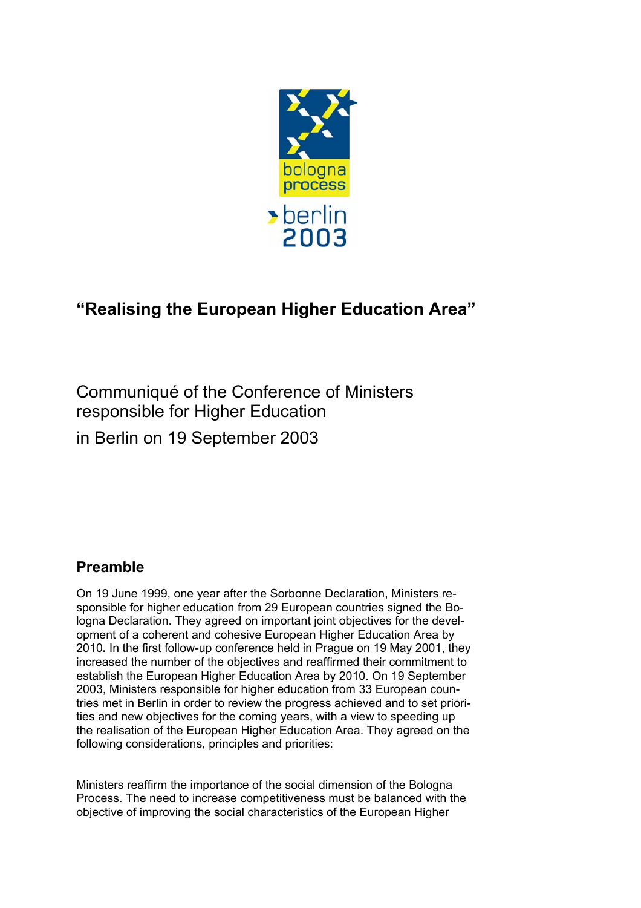bologna process

berlin 2003

## “Realising the European Higher Education Area”

Communiqué of the Conference of Ministers responsible for Higher Education

in Berlin on 19 September 2003

## Preamble

On 19 June 1999, one year after the Sorbonne Declaration, Ministers responsible for higher education from 29 European countries signed the Bologna Declaration. They agreed on important joint objectives for the development of a coherent and cohesive European Higher Education Area by 2010**.** In the first follow-up conference held in Prague on 19 May 2001, they increased the number of the objectives and reaffirmed their commitment to establish the European Higher Education Area by 2010. On 19 September 2003, Ministers responsible for higher education from 33 European countries met in Berlin in order to review the progress achieved and to set priorities and new objectives for the coming years, with a view to speeding up the realisation of the European Higher Education Area. They agreed on the following considerations, principles and priorities:

Ministers reaffirm the importance of the social dimension of the Bologna Process. The need to increase competitiveness must be balanced with the objective of improving the social characteristics of the European Higher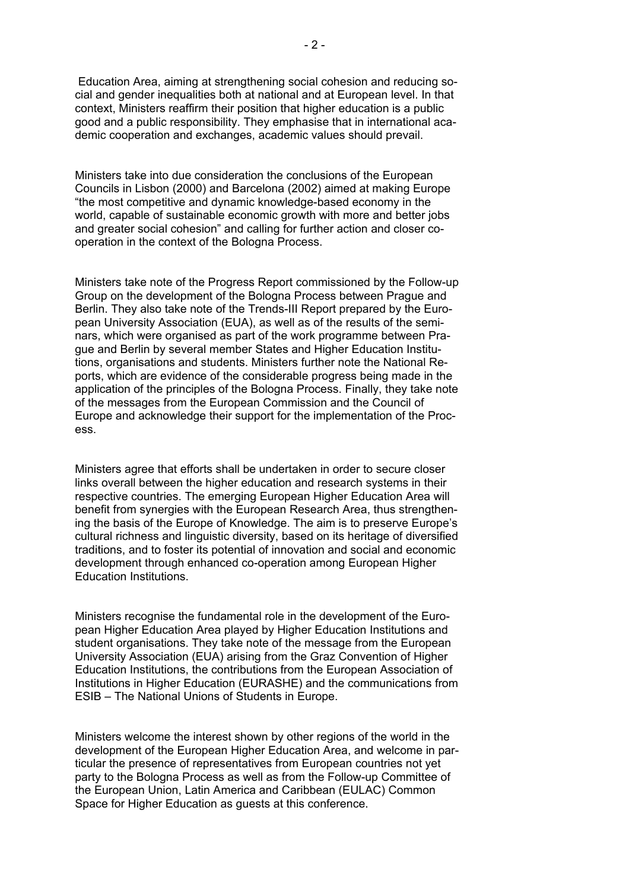Education Area, aiming at strengthening social cohesion and reducing social and gender inequalities both at national and at European level. In that context, Ministers reaffirm their position that higher education is a public good and a public responsibility. They emphasise that in international academic cooperation and exchanges, academic values should prevail.

Ministers take into due consideration the conclusions of the European Councils in Lisbon (2000) and Barcelona (2002) aimed at making Europe "the most competitive and dynamic knowledge-based economy in the world, capable of sustainable economic growth with more and better jobs and greater social cohesion" and calling for further action and closer co-operation in the context of the Bologna Process.

Ministers take note of the Progress Report commissioned by the Follow-up Group on the development of the Bologna Process between Prague and Berlin. They also take note of the Trends-III Report prepared by the European University Association (EUA), as well as of the results of the seminars, which were organised as part of the work programme between Prague and Berlin by several member States and Higher Education Institutions, organisations and students. Ministers further note the National Reports, which are evidence of the considerable progress being made in the application of the principles of the Bologna Process. Finally, they take note of the messages from the European Commission and the Council of Europe and acknowledge their support for the implementation of the Process.

Ministers agree that efforts shall be undertaken in order to secure closer links overall between the higher education and research systems in their respective countries. The emerging European Higher Education Area will benefit from synergies with the European Research Area, thus strengthening the basis of the Europe of Knowledge. The aim is to preserve Europe's cultural richness and linguistic diversity, based on its heritage of diversified traditions, and to foster its potential of innovation and social and economic development through enhanced co-operation among European Higher Education Institutions.

Ministers recognise the fundamental role in the development of the European Higher Education Area played by Higher Education Institutions and student organisations. They take note of the message from the European University Association (EUA) arising from the Graz Convention of Higher Education Institutions, the contributions from the European Association of Institutions in Higher Education (EURASHE) and the communications from ESIB – The National Unions of Students in Europe.

Ministers welcome the interest shown by other regions of the world in the development of the European Higher Education Area, and welcome in particular the presence of representatives from European countries not yet party to the Bologna Process as well as from the Follow-up Committee of the European Union, Latin America and Caribbean (EULAC) Common Space for Higher Education as guests at this conference.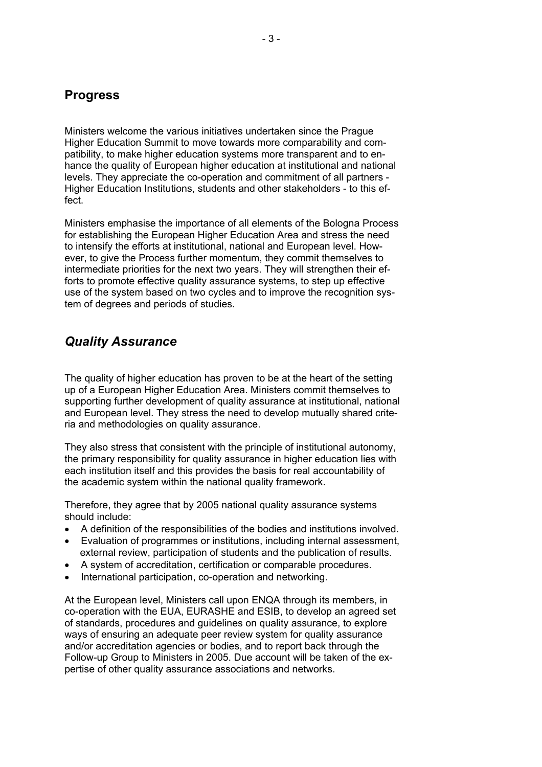## Progress

Ministers welcome the various initiatives undertaken since the Prague Higher Education Summit to move towards more comparability and compatibility, to make higher education systems more transparent and to enhance the quality of European higher education at institutional and national levels. They appreciate the co-operation and commitment of all partners - Higher Education Institutions, students and other stakeholders - to this effect.

Ministers emphasise the importance of all elements of the Bologna Process for establishing the European Higher Education Area and stress the need to intensify the efforts at institutional, national and European level. However, to give the Process further momentum, they commit themselves to intermediate priorities for the next two years. They will strengthen their efforts to promote effective quality assurance systems, to step up effective use of the system based on two cycles and to improve the recognition system of degrees and periods of studies.

## *Quality Assurance*

The quality of higher education has proven to be at the heart of the setting up of a European Higher Education Area. Ministers commit themselves to supporting further development of quality assurance at institutional, national and European level. They stress the need to develop mutually shared criteria and methodologies on quality assurance.

They also stress that consistent with the principle of institutional autonomy, the primary responsibility for quality assurance in higher education lies with each institution itself and this provides the basis for real accountability of the academic system within the national quality framework.

Therefore, they agree that by 2005 national quality assurance systems should include:

- A definition of the responsibilities of the bodies and institutions involved.
- Evaluation of programmes or institutions, including internal assessment, external review, participation of students and the publication of results.
- A system of accreditation, certification or comparable procedures.
- International participation, co-operation and networking.

At the European level, Ministers call upon ENQA through its members, in co-operation with the EUA, EURASHE and ESIB, to develop an agreed set of standards, procedures and guidelines on quality assurance, to explore ways of ensuring an adequate peer review system for quality assurance and/or accreditation agencies or bodies, and to report back through the Follow-up Group to Ministers in 2005. Due account will be taken of the expertise of other quality assurance associations and networks.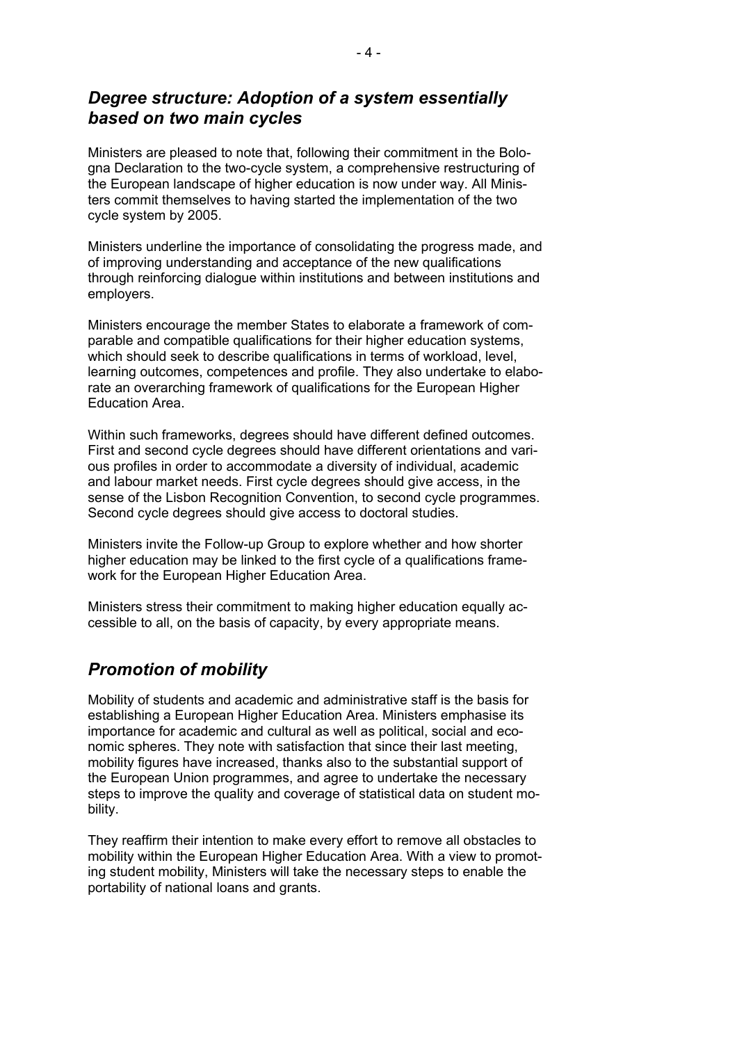## *Degree structure: Adoption of a system essentially based on two main cycles*

Ministers are pleased to note that, following their commitment in the Bologna Declaration to the two-cycle system, a comprehensive restructuring of the European landscape of higher education is now under way. All Ministers commit themselves to having started the implementation of the two cycle system by 2005.

Ministers underline the importance of consolidating the progress made, and of improving understanding and acceptance of the new qualifications through reinforcing dialogue within institutions and between institutions and employers.

Ministers encourage the member States to elaborate a framework of comparable and compatible qualifications for their higher education systems, which should seek to describe qualifications in terms of workload, level, learning outcomes, competences and profile. They also undertake to elaborate an overarching framework of qualifications for the European Higher Education Area.

Within such frameworks, degrees should have different defined outcomes. First and second cycle degrees should have different orientations and various profiles in order to accommodate a diversity of individual, academic and labour market needs. First cycle degrees should give access, in the sense of the Lisbon Recognition Convention, to second cycle programmes. Second cycle degrees should give access to doctoral studies.

Ministers invite the Follow-up Group to explore whether and how shorter higher education may be linked to the first cycle of a qualifications framework for the European Higher Education Area.

Ministers stress their commitment to making higher education equally accessible to all, on the basis of capacity, by every appropriate means.

## *Promotion of mobility*

Mobility of students and academic and administrative staff is the basis for establishing a European Higher Education Area. Ministers emphasise its importance for academic and cultural as well as political, social and economic spheres. They note with satisfaction that since their last meeting, mobility figures have increased, thanks also to the substantial support of the European Union programmes, and agree to undertake the necessary steps to improve the quality and coverage of statistical data on student mobility.

They reaffirm their intention to make every effort to remove all obstacles to mobility within the European Higher Education Area. With a view to promoting student mobility, Ministers will take the necessary steps to enable the portability of national loans and grants.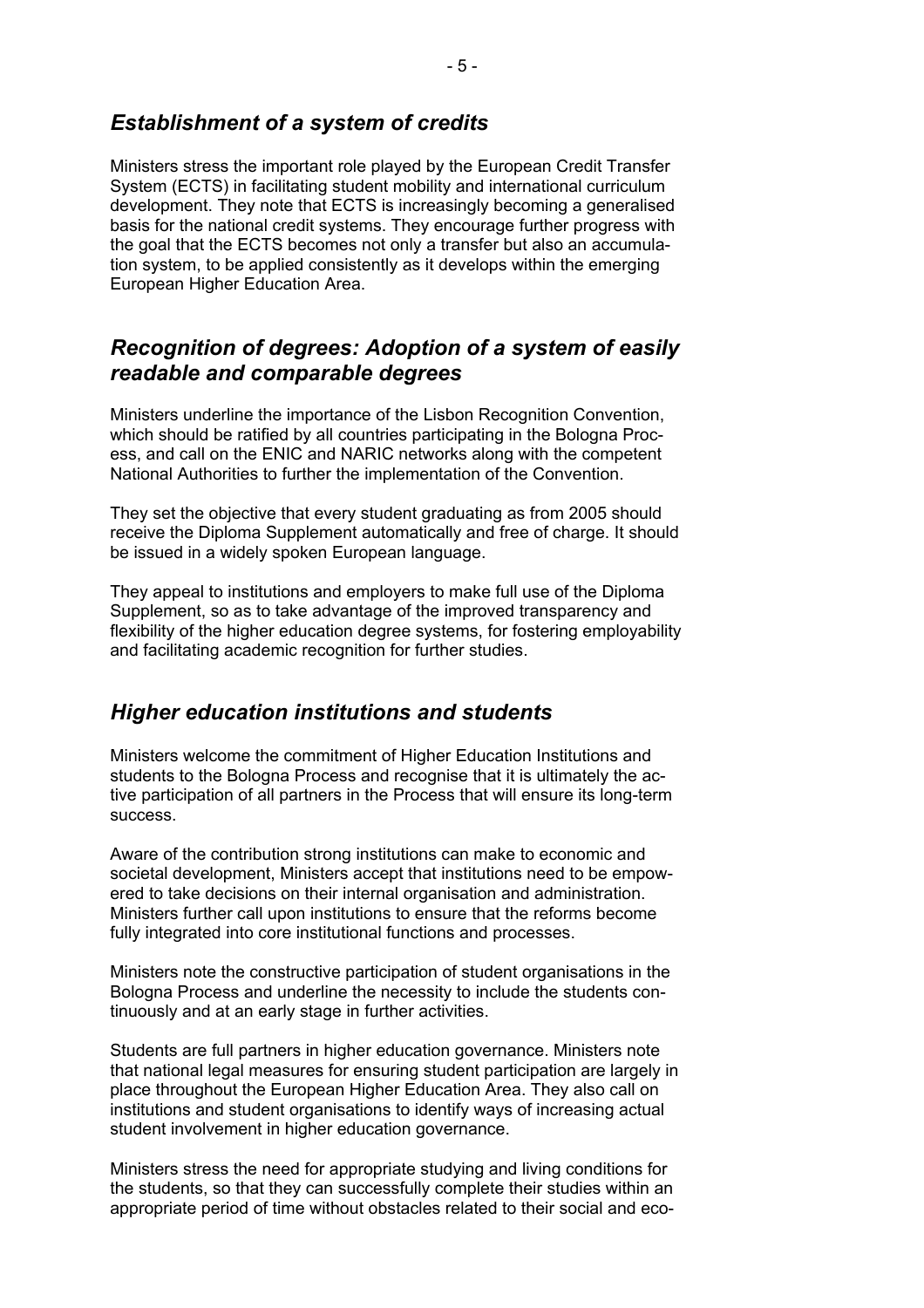## *Establishment of a system of credits*

Ministers stress the important role played by the European Credit Transfer System (ECTS) in facilitating student mobility and international curriculum development. They note that ECTS is increasingly becoming a generalised basis for the national credit systems. They encourage further progress with the goal that the ECTS becomes not only a transfer but also an accumulation system, to be applied consistently as it develops within the emerging European Higher Education Area.

## *Recognition of degrees: Adoption of a system of easily readable and comparable degrees*

Ministers underline the importance of the Lisbon Recognition Convention, which should be ratified by all countries participating in the Bologna Process, and call on the ENIC and NARIC networks along with the competent National Authorities to further the implementation of the Convention.

They set the objective that every student graduating as from 2005 should receive the Diploma Supplement automatically and free of charge. It should be issued in a widely spoken European language.

They appeal to institutions and employers to make full use of the Diploma Supplement, so as to take advantage of the improved transparency and flexibility of the higher education degree systems, for fostering employability and facilitating academic recognition for further studies.

## *Higher education institutions and students*

Ministers welcome the commitment of Higher Education Institutions and students to the Bologna Process and recognise that it is ultimately the active participation of all partners in the Process that will ensure its long-term success.

Aware of the contribution strong institutions can make to economic and societal development, Ministers accept that institutions need to be empowered to take decisions on their internal organisation and administration. Ministers further call upon institutions to ensure that the reforms become fully integrated into core institutional functions and processes.

Ministers note the constructive participation of student organisations in the Bologna Process and underline the necessity to include the students continuously and at an early stage in further activities.

Students are full partners in higher education governance. Ministers note that national legal measures for ensuring student participation are largely in place throughout the European Higher Education Area. They also call on institutions and student organisations to identify ways of increasing actual student involvement in higher education governance.

Ministers stress the need for appropriate studying and living conditions for the students, so that they can successfully complete their studies within an appropriate period of time without obstacles related to their social and eco-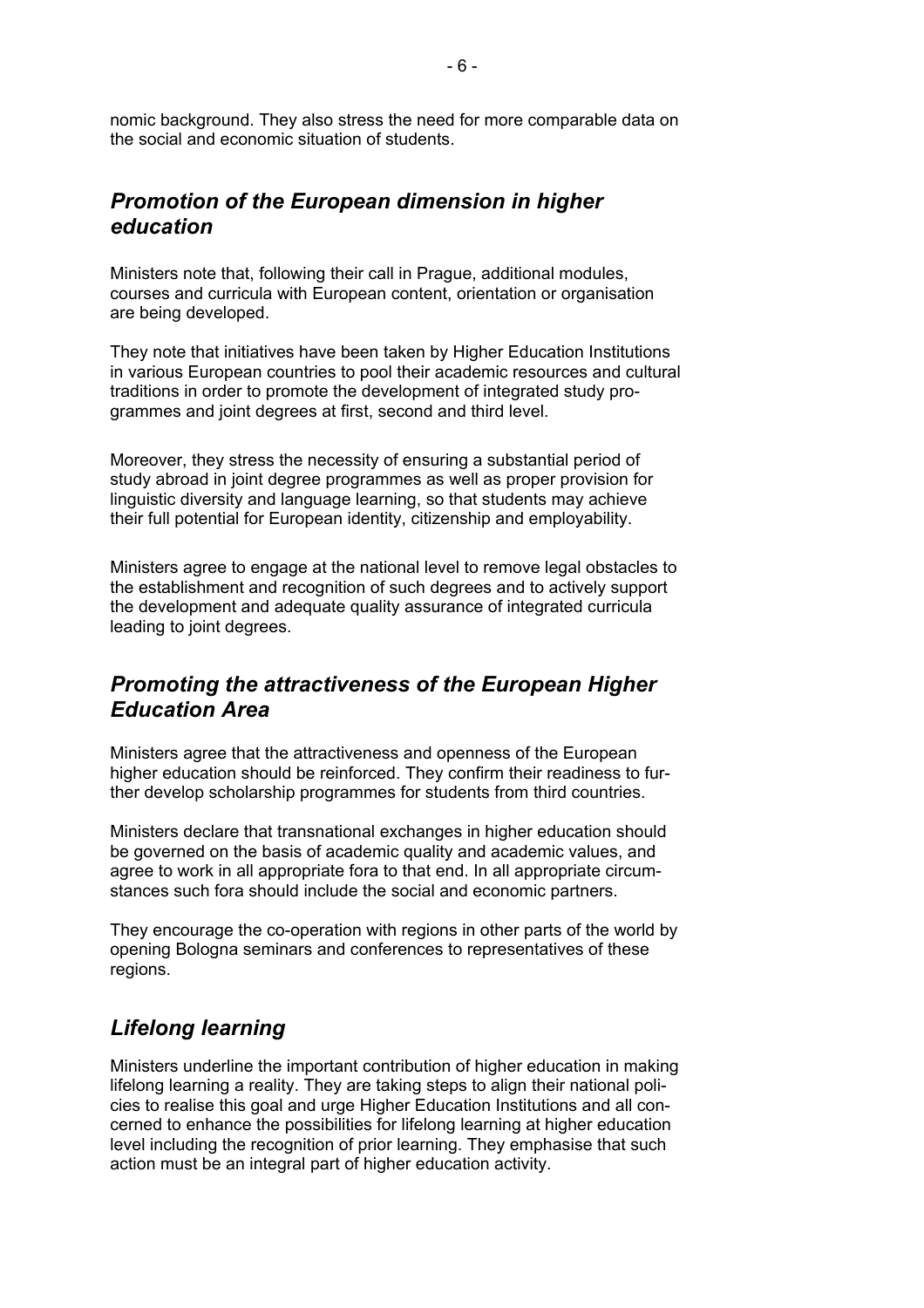nomic background. They also stress the need for more comparable data on the social and economic situation of students.

## *Promotion of the European dimension in higher education*

Ministers note that, following their call in Prague, additional modules, courses and curricula with European content, orientation or organisation are being developed.

They note that initiatives have been taken by Higher Education Institutions in various European countries to pool their academic resources and cultural traditions in order to promote the development of integrated study programmes and joint degrees at first, second and third level.

Moreover, they stress the necessity of ensuring a substantial period of study abroad in joint degree programmes as well as proper provision for linguistic diversity and language learning, so that students may achieve their full potential for European identity, citizenship and employability.

Ministers agree to engage at the national level to remove legal obstacles to the establishment and recognition of such degrees and to actively support the development and adequate quality assurance of integrated curricula leading to joint degrees.

## *Promoting the attractiveness of the European Higher Education Area*

Ministers agree that the attractiveness and openness of the European higher education should be reinforced. They confirm their readiness to further develop scholarship programmes for students from third countries.

Ministers declare that transnational exchanges in higher education should be governed on the basis of academic quality and academic values, and agree to work in all appropriate fora to that end. In all appropriate circumstances such fora should include the social and economic partners.

They encourage the co-operation with regions in other parts of the world by opening Bologna seminars and conferences to representatives of these regions.

## *Lifelong learning*

Ministers underline the important contribution of higher education in making lifelong learning a reality. They are taking steps to align their national policies to realise this goal and urge Higher Education Institutions and all concerned to enhance the possibilities for lifelong learning at higher education level including the recognition of prior learning. They emphasise that such action must be an integral part of higher education activity.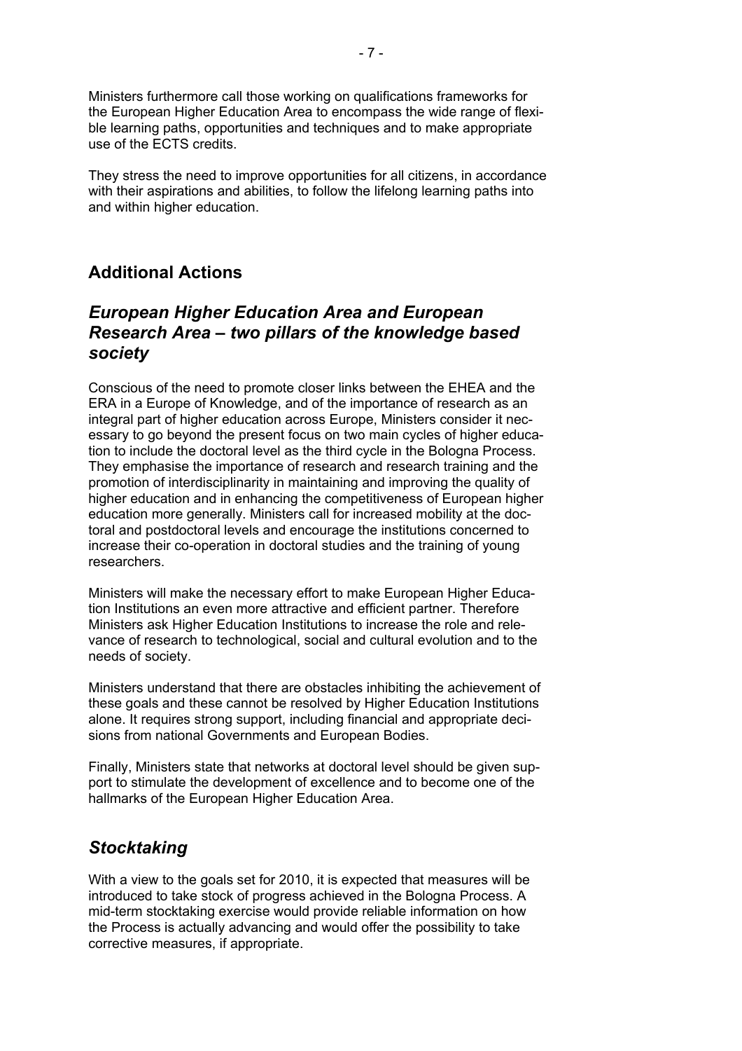Ministers furthermore call those working on qualifications frameworks for the European Higher Education Area to encompass the wide range of flexible learning paths, opportunities and techniques and to make appropriate use of the ECTS credits.

They stress the need to improve opportunities for all citizens, in accordance with their aspirations and abilities, to follow the lifelong learning paths into and within higher education.

## Additional Actions

### *European Higher Education Area and European Research Area – two pillars of the knowledge based society*

Conscious of the need to promote closer links between the EHEA and the ERA in a Europe of Knowledge, and of the importance of research as an integral part of higher education across Europe, Ministers consider it necessary to go beyond the present focus on two main cycles of higher education to include the doctoral level as the third cycle in the Bologna Process. They emphasise the importance of research and research training and the promotion of interdisciplinarity in maintaining and improving the quality of higher education and in enhancing the competitiveness of European higher education more generally. Ministers call for increased mobility at the doctoral and postdoctoral levels and encourage the institutions concerned to increase their co-operation in doctoral studies and the training of young researchers.

Ministers will make the necessary effort to make European Higher Education Institutions an even more attractive and efficient partner. Therefore Ministers ask Higher Education Institutions to increase the role and relevance of research to technological, social and cultural evolution and to the needs of society.

Ministers understand that there are obstacles inhibiting the achievement of these goals and these cannot be resolved by Higher Education Institutions alone. It requires strong support, including financial and appropriate decisions from national Governments and European Bodies.

Finally, Ministers state that networks at doctoral level should be given support to stimulate the development of excellence and to become one of the hallmarks of the European Higher Education Area.

### *Stocktaking*

With a view to the goals set for 2010, it is expected that measures will be introduced to take stock of progress achieved in the Bologna Process. A mid-term stocktaking exercise would provide reliable information on how the Process is actually advancing and would offer the possibility to take corrective measures, if appropriate.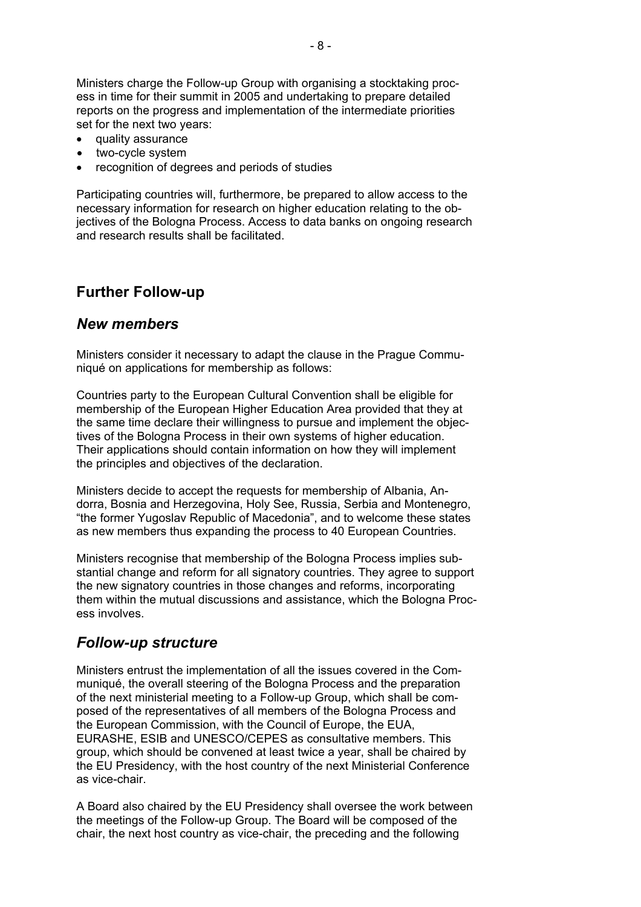Ministers charge the Follow-up Group with organising a stocktaking process in time for their summit in 2005 and undertaking to prepare detailed reports on the progress and implementation of the intermediate priorities set for the next two years:

- quality assurance
- two-cycle system
- recognition of degrees and periods of studies

Participating countries will, furthermore, be prepared to allow access to the necessary information for research on higher education relating to the objectives of the Bologna Process. Access to data banks on ongoing research and research results shall be facilitated.

## Further Follow-up

### *New members*

Ministers consider it necessary to adapt the clause in the Prague Communiqué on applications for membership as follows:

Countries party to the European Cultural Convention shall be eligible for membership of the European Higher Education Area provided that they at the same time declare their willingness to pursue and implement the objectives of the Bologna Process in their own systems of higher education. Their applications should contain information on how they will implement the principles and objectives of the declaration.

Ministers decide to accept the requests for membership of Albania, Andorra, Bosnia and Herzegovina, Holy See, Russia, Serbia and Montenegro, "the former Yugoslav Republic of Macedonia", and to welcome these states as new members thus expanding the process to 40 European Countries.

Ministers recognise that membership of the Bologna Process implies substantial change and reform for all signatory countries. They agree to support the new signatory countries in those changes and reforms, incorporating them within the mutual discussions and assistance, which the Bologna Process involves.

### *Follow-up structure*

Ministers entrust the implementation of all the issues covered in the Communiqué, the overall steering of the Bologna Process and the preparation of the next ministerial meeting to a Follow-up Group, which shall be composed of the representatives of all members of the Bologna Process and the European Commission, with the Council of Europe, the EUA, EURASHE, ESIB and UNESCO/CEPES as consultative members. This group, which should be convened at least twice a year, shall be chaired by the EU Presidency, with the host country of the next Ministerial Conference as vice-chair.

A Board also chaired by the EU Presidency shall oversee the work between the meetings of the Follow-up Group. The Board will be composed of the chair, the next host country as vice-chair, the preceding and the following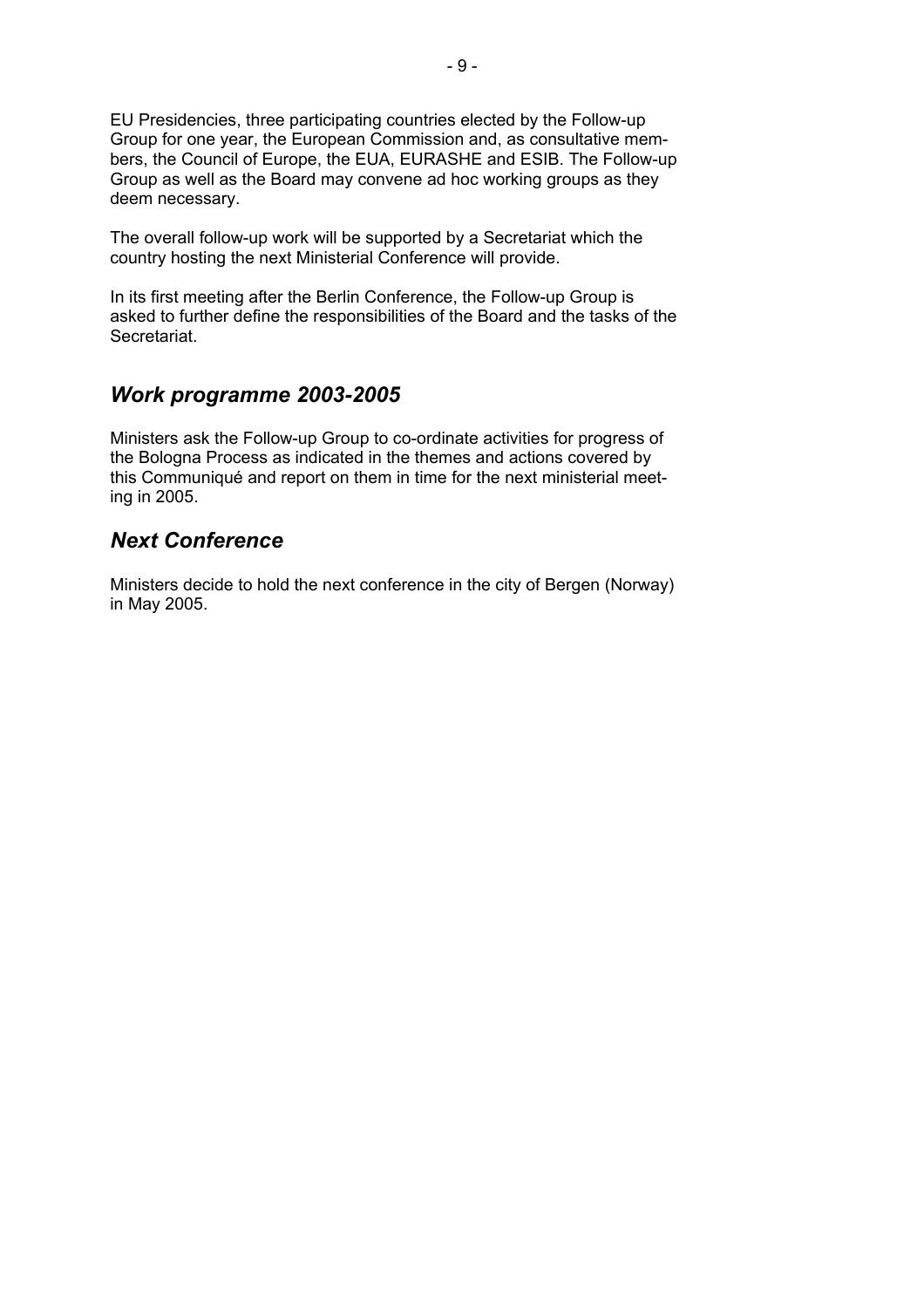EU Presidencies, three participating countries elected by the Follow-up Group for one year, the European Commission and, as consultative members, the Council of Europe, the EUA, EURASHE and ESIB. The Follow-up Group as well as the Board may convene ad hoc working groups as they deem necessary.

The overall follow-up work will be supported by a Secretariat which the country hosting the next Ministerial Conference will provide.

In its first meeting after the Berlin Conference, the Follow-up Group is asked to further define the responsibilities of the Board and the tasks of the Secretariat.

## *Work programme 2003-2005*

Ministers ask the Follow-up Group to co-ordinate activities for progress of the Bologna Process as indicated in the themes and actions covered by this Communiqué and report on them in time for the next ministerial meeting in 2005.

## *Next Conference*

Ministers decide to hold the next conference in the city of Bergen (Norway) in May 2005.